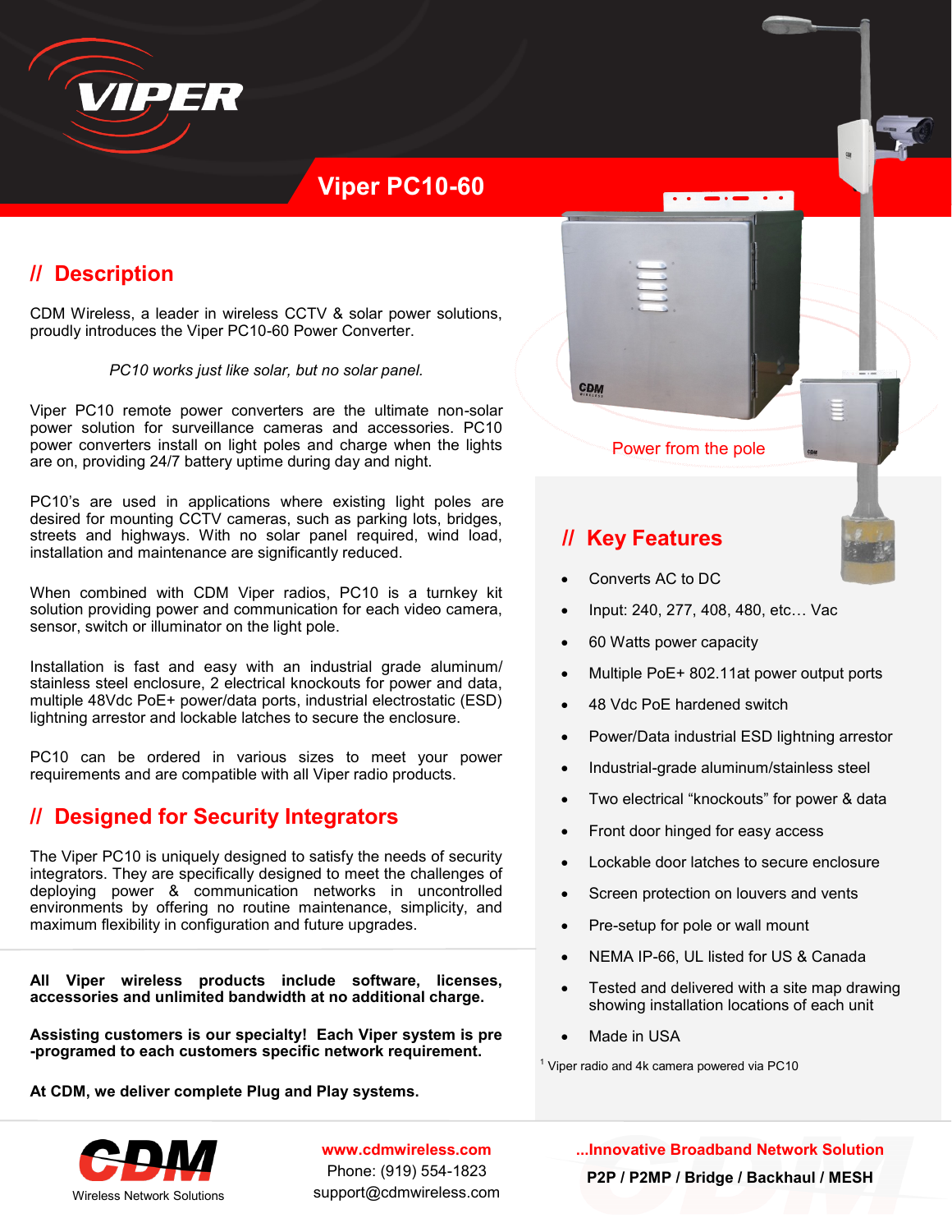# Viper PC10-60

## // Description

CDM Wireless, a leader in wireless CCTV & solar power solutions, proudly introduces the Viper PC10-60 Power Converter.

*PC10 works just like solar, but no solar panel.*

Viper PC10 remote power converters are the ultimate non-solar power solution for surveillance cameras and accessories. PC10 power converters install on light poles and charge when the lights are on, providing 24/7 battery uptime during day and night.

PC10's are used in applications where existing light poles are desired for mounting CCTV cameras, such as parking lots, bridges, streets and highways. With no solar panel required, wind load, installation and maintenance are significantly reduced.

When combined with CDM Viper radios, PC10 is a turnkey kit solution providing power and communication for each video camera, sensor, switch or illuminator on the light pole.

Installation is fast and easy with an industrial grade aluminum/stainless steel enclosure, 2 electrical knockouts for power and data, multiple 48Vdc PoE+ power/data ports, industrial electrostatic (ESD) lightning arrestor and lockable latches to secure the enclosure.

PC10 can be ordered in various sizes to meet your power requirements and are compatible with all Viper radio products.

## // Designed for Security Integrators

The Viper PC10 is uniquely designed to satisfy the needs of security integrators. They are specifically designed to meet the challenges of deploying power & communication networks in uncontrolled environments by offering no routine maintenance, simplicity, and maximum flexibility in configuration and future upgrades.

**All Viper wireless products include software, licenses, accessories and unlimited bandwidth at no additional charge.**

**Assisting customers is our specialty! Each Viper system is pre-programed to each customers specific network requirement.**

**At CDM, we deliver complete Plug and Play systems.**

Power from the pole

## // Key Features

- Converts AC to DC
- Input: 240, 277, 408, 480, etc… Vac
- 60 Watts power capacity
- Multiple PoE+ 802.11at power output ports
- 48 Vdc PoE hardened switch
- Power/Data industrial ESD lightning arrestor
- Industrial-grade aluminum/stainless steel
- Two electrical "knockouts" for power & data
- Front door hinged for easy access
- Lockable door latches to secure enclosure
- Screen protection on louvers and vents
- Pre-setup for pole or wall mount
- NEMA IP-66, UL listed for US & Canada
- Tested and delivered with a site map drawing showing installation locations of each unit
- Made in USA

[1] Viper radio and 4k camera powered via PC10

Wireless Network Solutions

**www.cdmwireless.com**
Phone: (919) 554-1823
support@cdmwireless.com

**...Innovative Broadband Network Solution**

**P2P / P2MP / Bridge / Backhaul / MESH**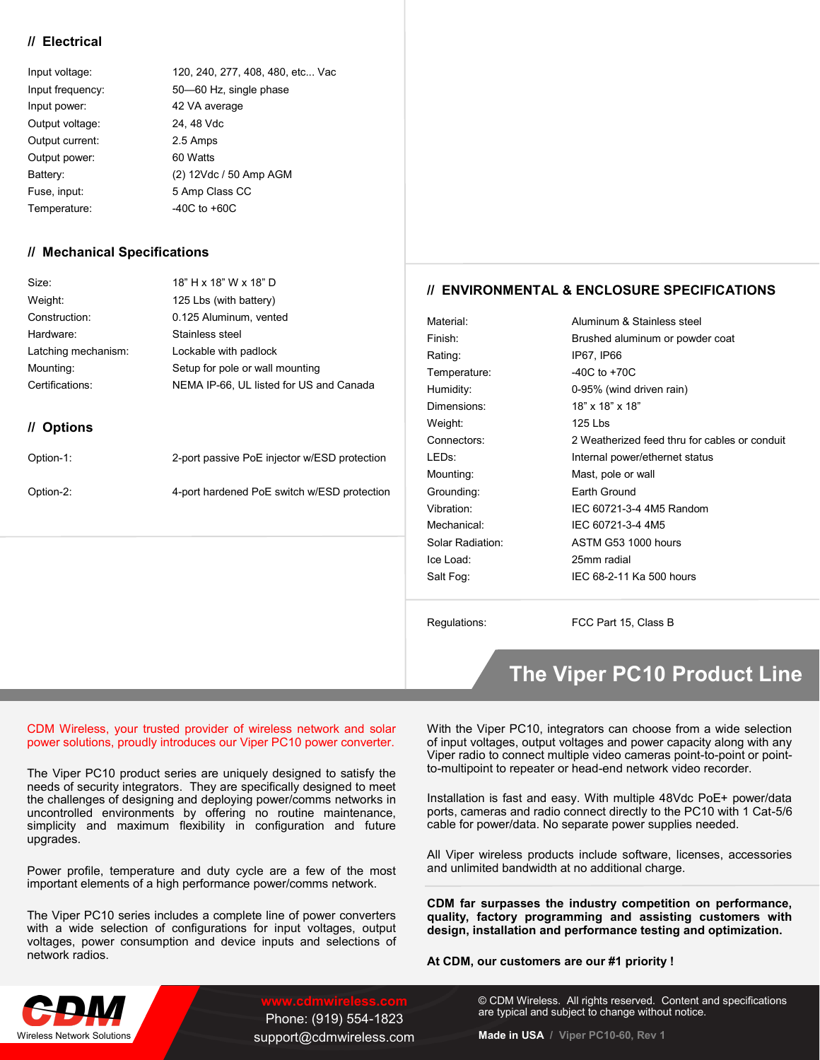## // Electrical

| | |
|---|---|
| Input voltage: | 120, 240, 277, 408, 480, etc... Vac |
| Input frequency: | 50—60 Hz, single phase |
| Input power: | 42 VA average |
| Output voltage: | 24, 48 Vdc |
| Output current: | 2.5 Amps |
| Output power: | 60 Watts |
| Battery: | (2) 12Vdc / 50 Amp AGM |
| Fuse, input: | 5 Amp Class CC |
| Temperature: | -40C to +60C |

## // Mechanical Specifications

| | |
|---|---|
| Size: | 18" H x 18" W x 18" D |
| Weight: | 125 Lbs (with battery) |
| Construction: | 0.125 Aluminum, vented |
| Hardware: | Stainless steel |
| Latching mechanism: | Lockable with padlock |
| Mounting: | Setup for pole or wall mounting |
| Certifications: | NEMA IP-66, UL listed for US and Canada |

## // Options

| | |
|---|---|
| Option-1: | 2-port passive PoE injector w/ESD protection |
| Option-2: | 4-port hardened PoE switch w/ESD protection |

## // ENVIRONMENTAL & ENCLOSURE SPECIFICATIONS

| | |
|---|---|
| Material: | Aluminum & Stainless steel |
| Finish: | Brushed aluminum or powder coat |
| Rating: | IP67, IP66 |
| Temperature: | -40C to +70C |
| Humidity: | 0-95% (wind driven rain) |
| Dimensions: | 18" x 18" x 18" |
| Weight: | 125 Lbs |
| Connectors: | 2 Weatherized feed thru for cables or conduit |
| LEDs: | Internal power/ethernet status |
| Mounting: | Mast, pole or wall |
| Grounding: | Earth Ground |
| Vibration: | IEC 60721-3-4 4M5 Random |
| Mechanical: | IEC 60721-3-4 4M5 |
| Solar Radiation: | ASTM G53 1000 hours |
| Ice Load: | 25mm radial |
| Salt Fog: | IEC 68-2-11 Ka 500 hours |
| Regulations: | FCC Part 15, Class B |

# The Viper PC10 Product Line

CDM Wireless, your trusted provider of wireless network and solar power solutions, proudly introduces our Viper PC10 power converter.

The Viper PC10 product series are uniquely designed to satisfy the needs of security integrators. They are specifically designed to meet the challenges of designing and deploying power/comms networks in uncontrolled environments by offering no routine maintenance, simplicity and maximum flexibility in configuration and future upgrades.

Power profile, temperature and duty cycle are a few of the most important elements of a high performance power/comms network.

The Viper PC10 series includes a complete line of power converters with a wide selection of configurations for input voltages, output voltages, power consumption and device inputs and selections of network radios.

With the Viper PC10, integrators can choose from a wide selection of input voltages, output voltages and power capacity along with any Viper radio to connect multiple video cameras point-to-point or point-to-multipoint to repeater or head-end network video recorder.

Installation is fast and easy. With multiple 48Vdc PoE+ power/data ports, cameras and radio connect directly to the PC10 with 1 Cat-5/6 cable for power/data. No separate power supplies needed.

All Viper wireless products include software, licenses, accessories and unlimited bandwidth at no additional charge.

**CDM far surpasses the industry competition on performance, quality, factory programming and assisting customers with design, installation and performance testing and optimization.**

**At CDM, our customers are our #1 priority !**

CDM
Wireless Network Solutions

www.cdmwireless.com
Phone: (919) 554-1823
support@cdmwireless.com

© CDM Wireless. All rights reserved. Content and specifications are typical and subject to change without notice.

**Made in USA** / Viper PC10-60, Rev 1